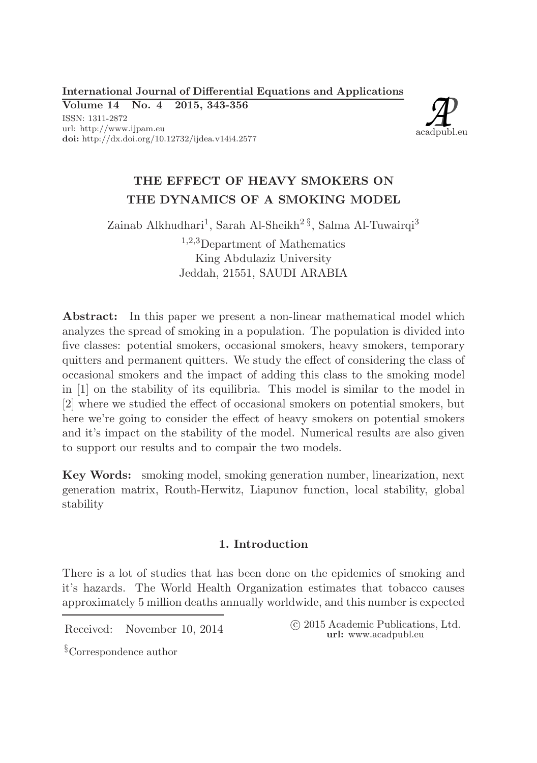International Journal of Differential Equations and Applications
**Volume 14 No. 4 2015, 343-356**
ISSN: 1311-2872
url: http://www.ijpam.eu
**doi:** http://dx.doi.org/10.12732/ijdea.v14i4.2577

# THE EFFECT OF HEAVY SMOKERS ON THE DYNAMICS OF A SMOKING MODEL

Zainab Alkhudhari[1], Sarah Al-Sheikh[2 §], Salma Al-Tuwairqi[3]

[1,2,3]Department of Mathematics
King Abdulaziz University
Jeddah, 21551, SAUDI ARABIA

**Abstract:** In this paper we present a non-linear mathematical model which analyzes the spread of smoking in a population. The population is divided into five classes: potential smokers, occasional smokers, heavy smokers, temporary quitters and permanent quitters. We study the effect of considering the class of occasional smokers and the impact of adding this class to the smoking model in [1] on the stability of its equilibria. This model is similar to the model in [2] where we studied the effect of occasional smokers on potential smokers, but here we're going to consider the effect of heavy smokers on potential smokers and it's impact on the stability of the model. Numerical results are also given to support our results and to compair the two models.

**Key Words:** smoking model, smoking generation number, linearization, next generation matrix, Routh-Herwitz, Liapunov function, local stability, global stability

## 1. Introduction

There is a lot of studies that has been done on the epidemics of smoking and it's hazards. The World Health Organization estimates that tobacco causes approximately 5 million deaths annually worldwide, and this number is expected

Received: November 10, 2014

© 2015 Academic Publications, Ltd.
**url:** www.acadpubl.eu

§Correspondence author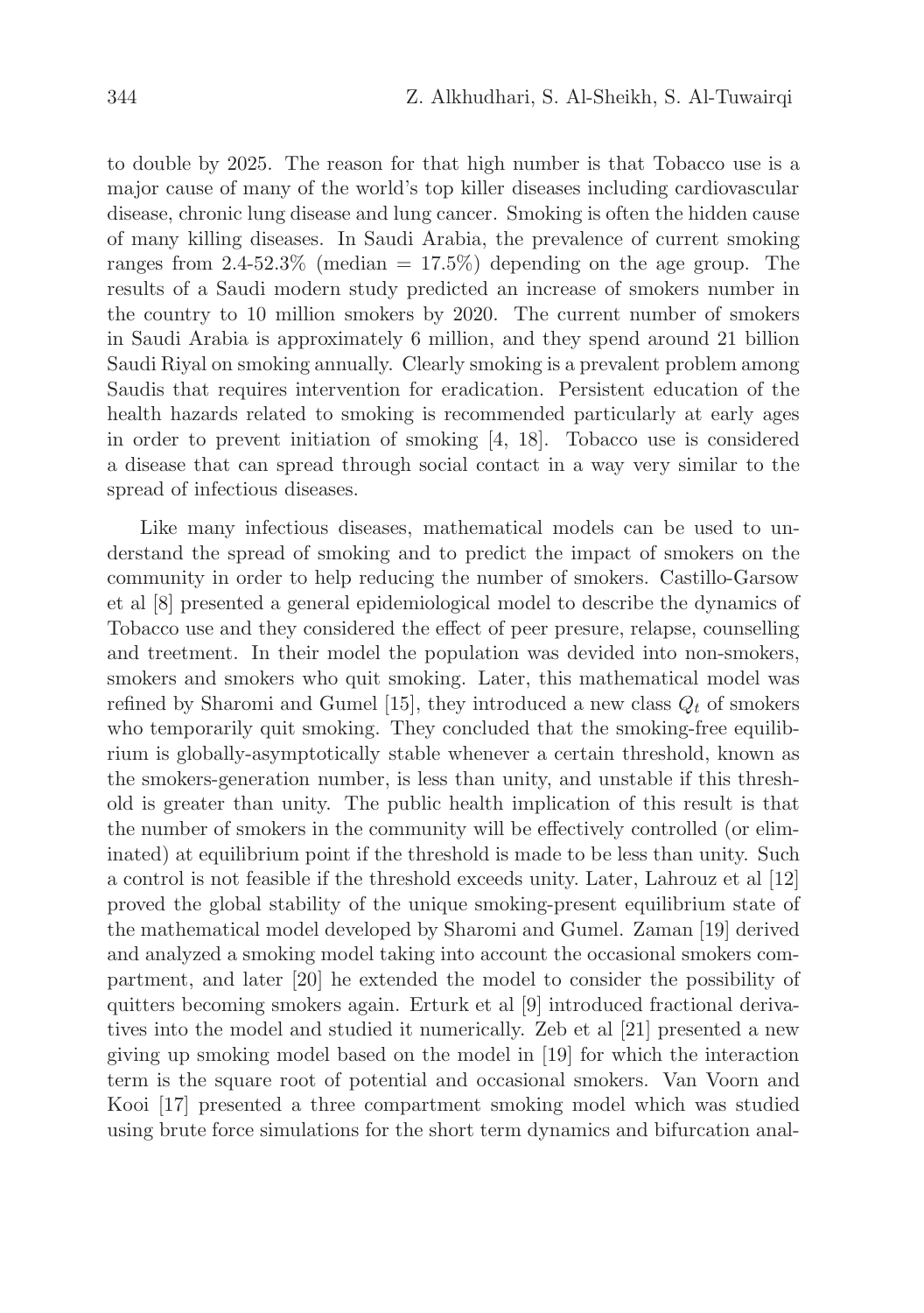to double by 2025. The reason for that high number is that Tobacco use is a major cause of many of the world's top killer diseases including cardiovascular disease, chronic lung disease and lung cancer. Smoking is often the hidden cause of many killing diseases. In Saudi Arabia, the prevalence of current smoking ranges from 2.4-52.3% (median = 17.5%) depending on the age group. The results of a Saudi modern study predicted an increase of smokers number in the country to 10 million smokers by 2020. The current number of smokers in Saudi Arabia is approximately 6 million, and they spend around 21 billion Saudi Riyal on smoking annually. Clearly smoking is a prevalent problem among Saudis that requires intervention for eradication. Persistent education of the health hazards related to smoking is recommended particularly at early ages in order to prevent initiation of smoking [4, 18]. Tobacco use is considered a disease that can spread through social contact in a way very similar to the spread of infectious diseases.

Like many infectious diseases, mathematical models can be used to understand the spread of smoking and to predict the impact of smokers on the community in order to help reducing the number of smokers. Castillo-Garsow et al [8] presented a general epidemiological model to describe the dynamics of Tobacco use and they considered the effect of peer presure, relapse, counselling and treetment. In their model the population was devided into non-smokers, smokers and smokers who quit smoking. Later, this mathematical model was refined by Sharomi and Gumel [15], they introduced a new class $Q_t$ of smokers who temporarily quit smoking. They concluded that the smoking-free equilibrium is globally-asymptotically stable whenever a certain threshold, known as the smokers-generation number, is less than unity, and unstable if this threshold is greater than unity. The public health implication of this result is that the number of smokers in the community will be effectively controlled (or eliminated) at equilibrium point if the threshold is made to be less than unity. Such a control is not feasible if the threshold exceeds unity. Later, Lahrouz et al [12] proved the global stability of the unique smoking-present equilibrium state of the mathematical model developed by Sharomi and Gumel. Zaman [19] derived and analyzed a smoking model taking into account the occasional smokers compartment, and later [20] he extended the model to consider the possibility of quitters becoming smokers again. Erturk et al [9] introduced fractional derivatives into the model and studied it numerically. Zeb et al [21] presented a new giving up smoking model based on the model in [19] for which the interaction term is the square root of potential and occasional smokers. Van Voorn and Kooi [17] presented a three compartment smoking model which was studied using brute force simulations for the short term dynamics and bifurcation anal-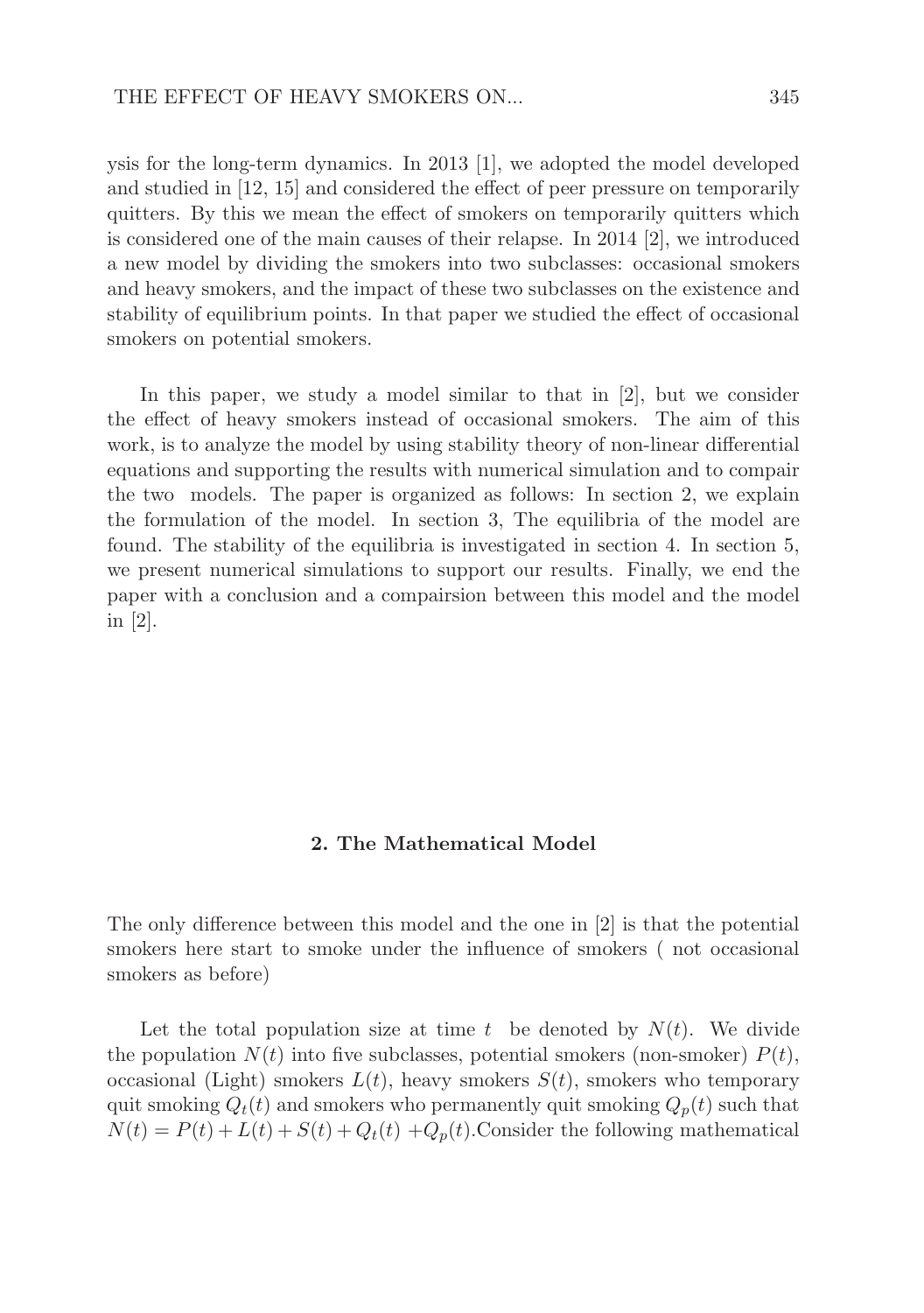ysis for the long-term dynamics. In 2013 [1], we adopted the model developed and studied in [12, 15] and considered the effect of peer pressure on temporarily quitters. By this we mean the effect of smokers on temporarily quitters which is considered one of the main causes of their relapse. In 2014 [2], we introduced a new model by dividing the smokers into two subclasses: occasional smokers and heavy smokers, and the impact of these two subclasses on the existence and stability of equilibrium points. In that paper we studied the effect of occasional smokers on potential smokers.

In this paper, we study a model similar to that in [2], but we consider the effect of heavy smokers instead of occasional smokers. The aim of this work, is to analyze the model by using stability theory of non-linear differential equations and supporting the results with numerical simulation and to compair the two models. The paper is organized as follows: In section 2, we explain the formulation of the model. In section 3, The equilibria of the model are found. The stability of the equilibria is investigated in section 4. In section 5, we present numerical simulations to support our results. Finally, we end the paper with a conclusion and a compairsion between this model and the model in [2].

## 2. The Mathematical Model

The only difference between this model and the one in [2] is that the potential smokers here start to smoke under the influence of smokers ( not occasional smokers as before)

Let the total population size at time $t$ be denoted by $N(t)$. We divide the population $N(t)$ into five subclasses, potential smokers (non-smoker) $P(t)$, occasional (Light) smokers $L(t)$, heavy smokers $S(t)$, smokers who temporary quit smoking $Q_t(t)$ and smokers who permanently quit smoking $Q_p(t)$ such that $N(t) = P(t) + L(t) + S(t) + Q_t(t) + Q_p(t)$.Consider the following mathematical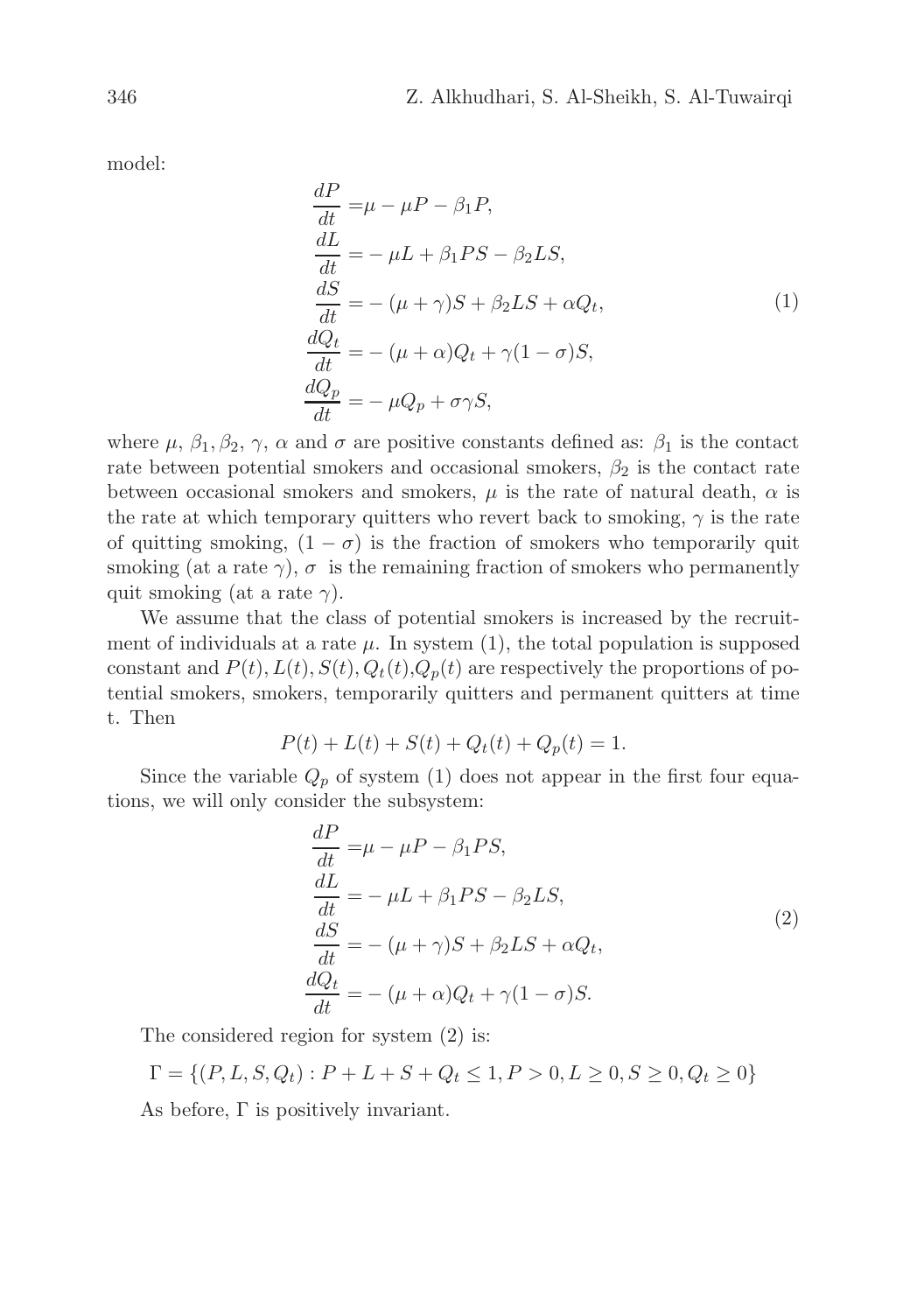model:

$$
\begin{aligned}
\frac{dP}{dt} =& \mu - \mu P - \beta_1 P, \\
\frac{dL}{dt} =& -\mu L + \beta_1 PS - \beta_2 LS, \\
\frac{dS}{dt} =& -(\mu + \gamma)S + \beta_2 LS + \alpha Q_t, \\
\frac{dQ_t}{dt} =& -(\mu + \alpha)Q_t + \gamma(1-\sigma)S, \\
\frac{dQ_p}{dt} =& -\mu Q_p + \sigma\gamma S,
\end{aligned}
\tag{1}
$$

where $\mu$, $\beta_1, \beta_2$, $\gamma$, $\alpha$ and $\sigma$ are positive constants defined as: $\beta_1$ is the contact rate between potential smokers and occasional smokers, $\beta_2$ is the contact rate between occasional smokers and smokers, $\mu$ is the rate of natural death, $\alpha$ is the rate at which temporary quitters who revert back to smoking, $\gamma$ is the rate of quitting smoking, $(1-\sigma)$ is the fraction of smokers who temporarily quit smoking (at a rate $\gamma$), $\sigma$ is the remaining fraction of smokers who permanently quit smoking (at a rate $\gamma$).

We assume that the class of potential smokers is increased by the recruitment of individuals at a rate $\mu$. In system (1), the total population is supposed constant and $P(t), L(t), S(t), Q_t(t), Q_p(t)$ are respectively the proportions of potential smokers, smokers, temporarily quitters and permanent quitters at time t. Then

$$P(t) + L(t) + S(t) + Q_t(t) + Q_p(t) = 1.$$

Since the variable $Q_p$ of system (1) does not appear in the first four equations, we will only consider the subsystem:

$$
\begin{aligned}
\frac{dP}{dt} =& \mu - \mu P - \beta_1 PS, \\
\frac{dL}{dt} =& -\mu L + \beta_1 PS - \beta_2 LS, \\
\frac{dS}{dt} =& -(\mu + \gamma)S + \beta_2 LS + \alpha Q_t, \\
\frac{dQ_t}{dt} =& -(\mu + \alpha)Q_t + \gamma(1-\sigma)S.
\end{aligned}
\tag{2}
$$

The considered region for system (2) is:

$$\Gamma = \{(P, L, S, Q_t) : P + L + S + Q_t \leq 1, P > 0, L \geq 0, S \geq 0, Q_t \geq 0\}$$

As before, $\Gamma$ is positively invariant.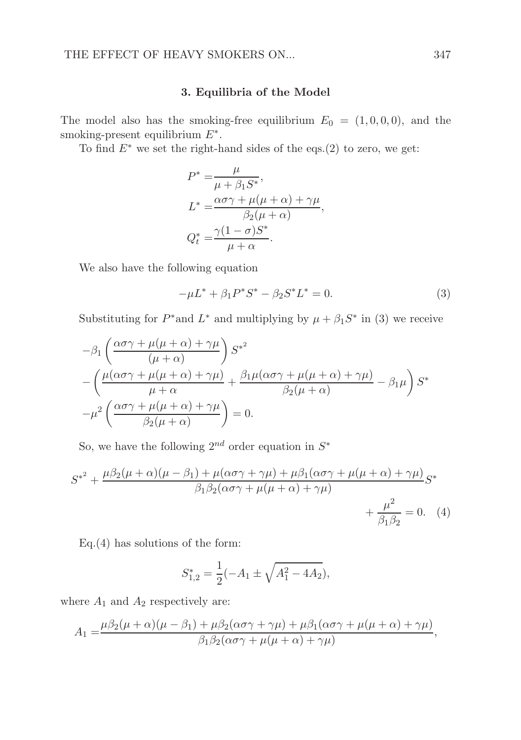### 3. Equilibria of the Model

The model also has the smoking-free equilibrium $E_0 = (1, 0, 0, 0)$, and the smoking-present equilibrium $E^*$.

To find $E^*$ we set the right-hand sides of the eqs.(2) to zero, we get:

$$
\begin{aligned}
P^* =& \frac{\mu}{\mu + \beta_1 S^*}, \\
L^* =& \frac{\alpha\sigma\gamma + \mu(\mu + \alpha) + \gamma\mu}{\beta_2(\mu + \alpha)}, \\
Q_t^* =& \frac{\gamma(1 - \sigma)S^*}{\mu + \alpha}.
\end{aligned}
$$

We also have the following equation

$$
-\mu L^* + \beta_1 P^* S^* - \beta_2 S^* L^* = 0. \tag{3}
$$

Substituting for $P^*$and $L^*$ and multiplying by $\mu + \beta_1 S^*$ in (3) we receive

$$
\begin{aligned}
&-\beta_1 \left( \frac{\alpha\sigma\gamma + \mu(\mu + \alpha) + \gamma\mu}{(\mu + \alpha)} \right) {S^*}^2 \\
&- \left( \frac{\mu(\alpha\sigma\gamma + \mu(\mu + \alpha) + \gamma\mu)}{\mu + \alpha} + \frac{\beta_1\mu(\alpha\sigma\gamma + \mu(\mu + \alpha) + \gamma\mu)}{\beta_2(\mu + \alpha)} - \beta_1\mu \right) S^* \\
&-\mu^2 \left( \frac{\alpha\sigma\gamma + \mu(\mu + \alpha) + \gamma\mu}{\beta_2(\mu + \alpha)} \right) = 0.
\end{aligned}
$$

So, we have the following $2^{nd}$ order equation in $S^*$

$$
{S^*}^2 + \frac{\mu\beta_2(\mu + \alpha)(\mu - \beta_1) + \mu(\alpha\sigma\gamma + \gamma\mu) + \mu\beta_1(\alpha\sigma\gamma + \mu(\mu + \alpha) + \gamma\mu)}{\beta_1\beta_2(\alpha\sigma\gamma + \mu(\mu + \alpha) + \gamma\mu)} S^* + \frac{\mu^2}{\beta_1\beta_2} = 0. \tag{4}
$$

Eq.(4) has solutions of the form:

$$
S_{1,2}^* = \frac{1}{2}(-A_1 \pm \sqrt{A_1^2 - 4A_2}),
$$

where $A_1$ and $A_2$ respectively are:

$$
A_1 = \frac{\mu\beta_2(\mu + \alpha)(\mu - \beta_1) + \mu\beta_2(\alpha\sigma\gamma + \gamma\mu) + \mu\beta_1(\alpha\sigma\gamma + \mu(\mu + \alpha) + \gamma\mu)}{\beta_1\beta_2(\alpha\sigma\gamma + \mu(\mu + \alpha) + \gamma\mu)},
$$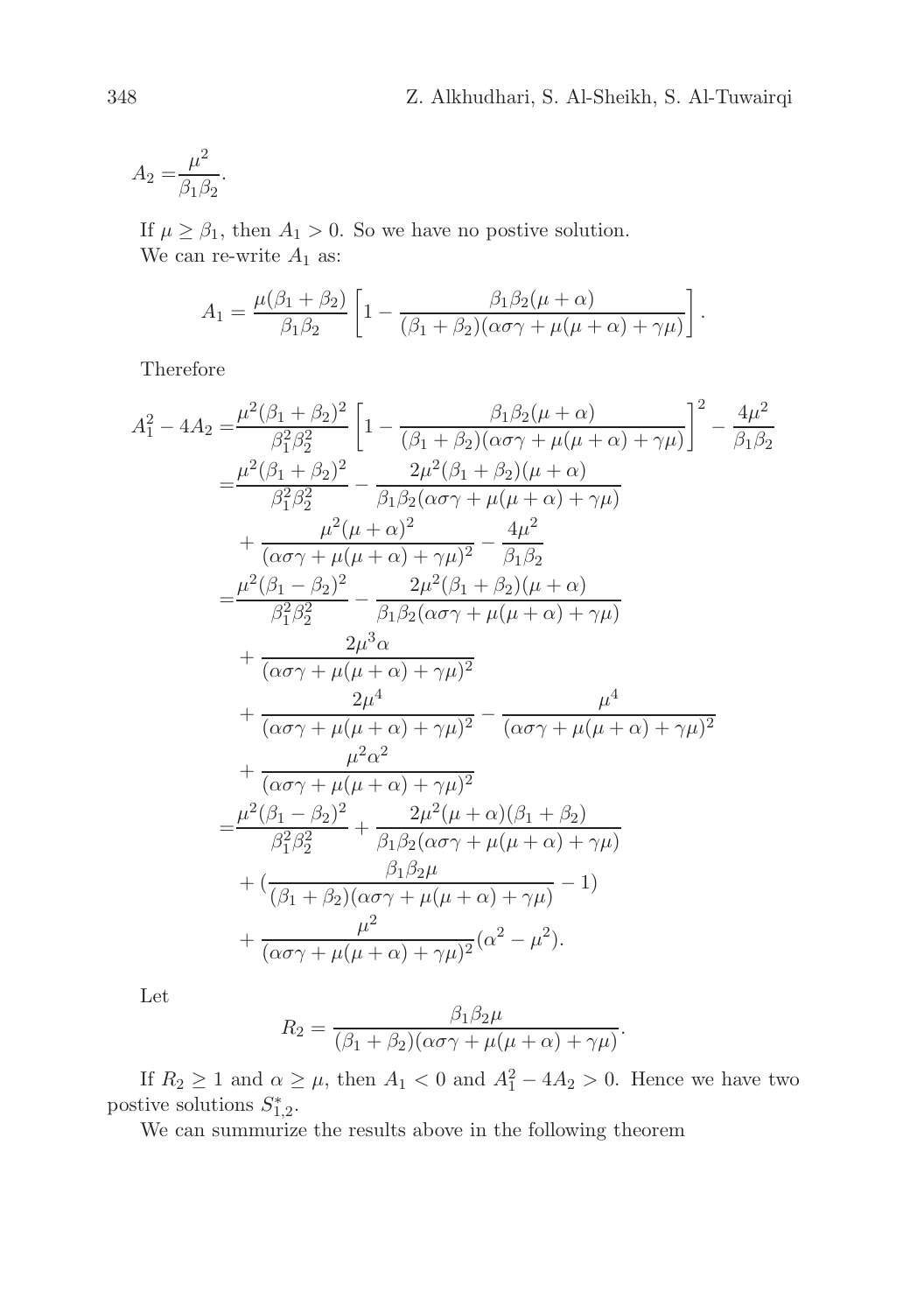$$A_2 = \frac{\mu^2}{\beta_1 \beta_2}.$$

If $\mu \geq \beta_1$, then $A_1 > 0$. So we have no postive solution.
We can re-write $A_1$ as:

$$A_1 = \frac{\mu(\beta_1 + \beta_2)}{\beta_1 \beta_2} \left[ 1 - \frac{\beta_1 \beta_2 (\mu + \alpha)}{(\beta_1 + \beta_2)(\alpha\sigma\gamma + \mu(\mu + \alpha) + \gamma\mu)} \right].$$

Therefore

$$\begin{aligned}
A_1^2 - 4A_2 =& \frac{\mu^2(\beta_1 + \beta_2)^2}{\beta_1^2 \beta_2^2} \left[ 1 - \frac{\beta_1 \beta_2 (\mu + \alpha)}{(\beta_1 + \beta_2)(\alpha\sigma\gamma + \mu(\mu + \alpha) + \gamma\mu)} \right]^2 - \frac{4\mu^2}{\beta_1 \beta_2} \\
=& \frac{\mu^2(\beta_1 + \beta_2)^2}{\beta_1^2 \beta_2^2} - \frac{2\mu^2(\beta_1 + \beta_2)(\mu + \alpha)}{\beta_1 \beta_2 (\alpha\sigma\gamma + \mu(\mu + \alpha) + \gamma\mu)} \\
&+ \frac{\mu^2(\mu + \alpha)^2}{(\alpha\sigma\gamma + \mu(\mu + \alpha) + \gamma\mu)^2} - \frac{4\mu^2}{\beta_1 \beta_2} \\
=& \frac{\mu^2(\beta_1 - \beta_2)^2}{\beta_1^2 \beta_2^2} - \frac{2\mu^2(\beta_1 + \beta_2)(\mu + \alpha)}{\beta_1 \beta_2 (\alpha\sigma\gamma + \mu(\mu + \alpha) + \gamma\mu)} \\
&+ \frac{2\mu^3\alpha}{(\alpha\sigma\gamma + \mu(\mu + \alpha) + \gamma\mu)^2} \\
&+ \frac{2\mu^4}{(\alpha\sigma\gamma + \mu(\mu + \alpha) + \gamma\mu)^2} - \frac{\mu^4}{(\alpha\sigma\gamma + \mu(\mu + \alpha) + \gamma\mu)^2} \\
&+ \frac{\mu^2\alpha^2}{(\alpha\sigma\gamma + \mu(\mu + \alpha) + \gamma\mu)^2} \\
=& \frac{\mu^2(\beta_1 - \beta_2)^2}{\beta_1^2 \beta_2^2} + \frac{2\mu^2(\mu + \alpha)(\beta_1 + \beta_2)}{\beta_1 \beta_2 (\alpha\sigma\gamma + \mu(\mu + \alpha) + \gamma\mu)} \\
&+ \left( \frac{\beta_1 \beta_2 \mu}{(\beta_1 + \beta_2)(\alpha\sigma\gamma + \mu(\mu + \alpha) + \gamma\mu)} - 1 \right) \\
&+ \frac{\mu^2}{(\alpha\sigma\gamma + \mu(\mu + \alpha) + \gamma\mu)^2} (\alpha^2 - \mu^2).
\end{aligned}$$

Let

$$R_2 = \frac{\beta_1 \beta_2 \mu}{(\beta_1 + \beta_2)(\alpha\sigma\gamma + \mu(\mu + \alpha) + \gamma\mu)}.$$

If $R_2 \geq 1$ and $\alpha \geq \mu$, then $A_1 < 0$ and $A_1^2 - 4A_2 > 0$. Hence we have two postive solutions $S^*_{1,2}$.

We can summurize the results above in the following theorem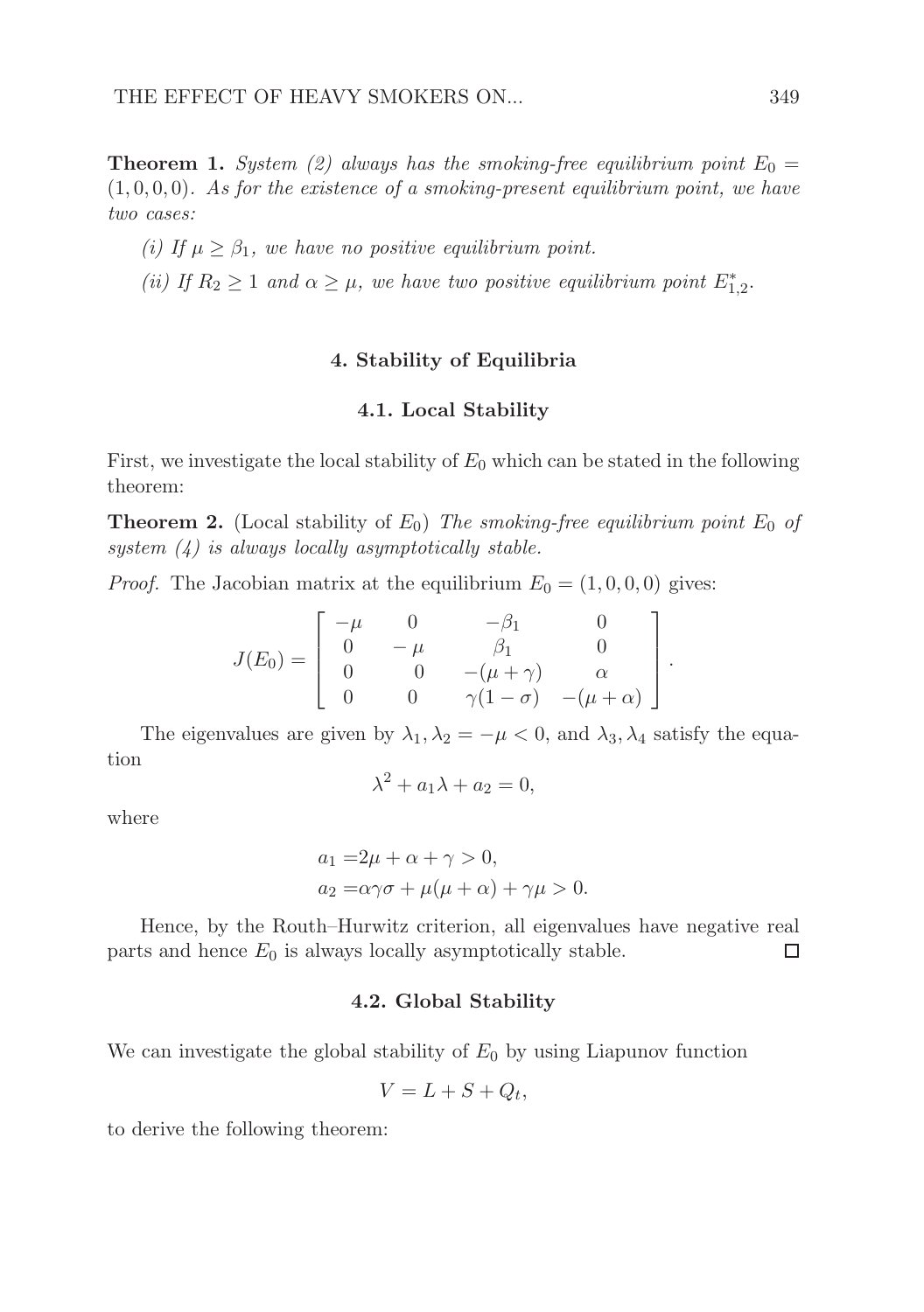**Theorem 1.** *System (2) always has the smoking-free equilibrium point $E_0 = (1, 0, 0, 0)$. As for the existence of a smoking-present equilibrium point, we have two cases:*

*(i) If $\mu \geq \beta_1$, we have no positive equilibrium point.*

*(ii) If $R_2 \geq 1$ and $\alpha \geq \mu$, we have two positive equilibrium point $E^*_{1,2}$.*

## 4. Stability of Equilibria

### 4.1. Local Stability

First, we investigate the local stability of $E_0$ which can be stated in the following theorem:

**Theorem 2.** (Local stability of $E_0$) *The smoking-free equilibrium point $E_0$ of system (4) is always locally asymptotically stable.*

*Proof.* The Jacobian matrix at the equilibrium $E_0 = (1, 0, 0, 0)$ gives:

$$J(E_0) = \begin{bmatrix} -\mu & 0 & -\beta_1 & 0 \\ 0 & -\mu & \beta_1 & 0 \\ 0 & 0 & -(\mu+\gamma) & \alpha \\ 0 & 0 & \gamma(1-\sigma) & -(\mu+\alpha) \end{bmatrix}.$$

The eigenvalues are given by $\lambda_1, \lambda_2 = -\mu < 0$, and $\lambda_3, \lambda_4$ satisfy the equation

$$\lambda^2 + a_1\lambda + a_2 = 0,$$

where

$$\begin{aligned} a_1 &= 2\mu + \alpha + \gamma > 0, \\ a_2 &= \alpha\gamma\sigma + \mu(\mu+\alpha) + \gamma\mu > 0. \end{aligned}$$

Hence, by the Routh–Hurwitz criterion, all eigenvalues have negative real parts and hence $E_0$ is always locally asymptotically stable. □

### 4.2. Global Stability

We can investigate the global stability of $E_0$ by using Liapunov function

$$V = L + S + Q_t,$$

to derive the following theorem: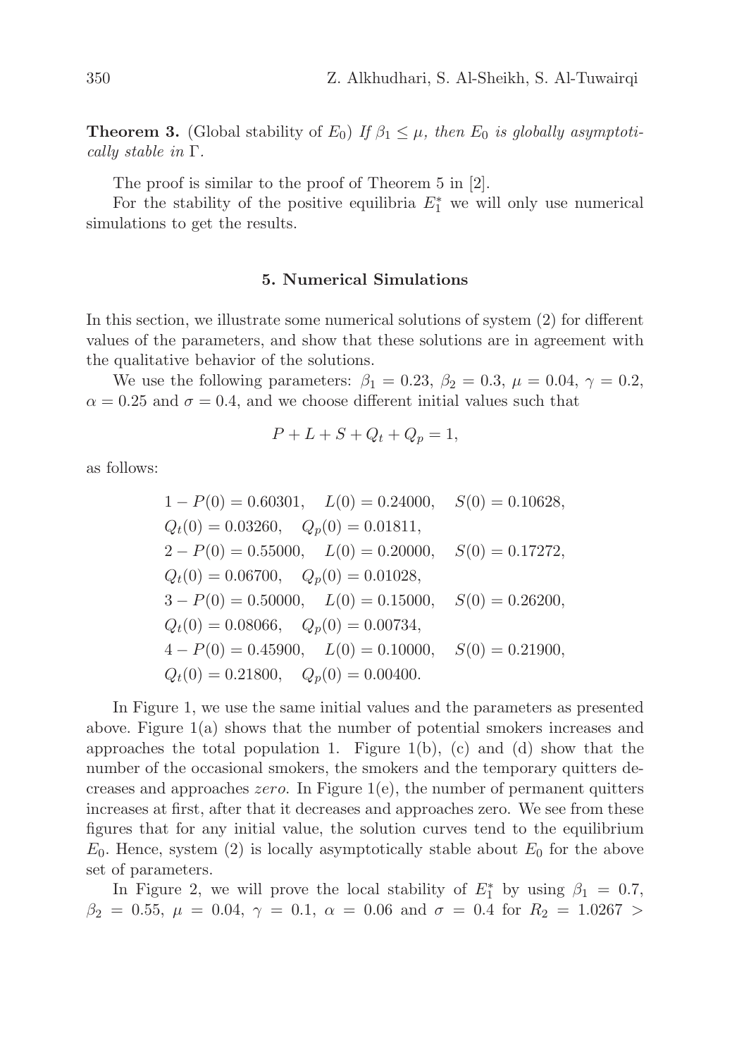**Theorem 3.** (Global stability of $E_0$) *If $\beta_1 \leq \mu$, then $E_0$ is globally asymptotically stable in $\Gamma$.*

The proof is similar to the proof of Theorem 5 in [2].

For the stability of the positive equilibria $E_1^*$ we will only use numerical simulations to get the results.

## 5. Numerical Simulations

In this section, we illustrate some numerical solutions of system (2) for different values of the parameters, and show that these solutions are in agreement with the qualitative behavior of the solutions.

We use the following parameters: $\beta_1 = 0.23$, $\beta_2 = 0.3$, $\mu = 0.04$, $\gamma = 0.2$, $\alpha = 0.25$ and $\sigma = 0.4$, and we choose different initial values such that

$$P + L + S + Q_t + Q_p = 1,$$

as follows:

$1 - P(0) = 0.60301,\quad L(0) = 0.24000,\quad S(0) = 0.10628,$
$Q_t(0) = 0.03260,\quad Q_p(0) = 0.01811,$
$2 - P(0) = 0.55000,\quad L(0) = 0.20000,\quad S(0) = 0.17272,$
$Q_t(0) = 0.06700,\quad Q_p(0) = 0.01028,$
$3 - P(0) = 0.50000,\quad L(0) = 0.15000,\quad S(0) = 0.26200,$
$Q_t(0) = 0.08066,\quad Q_p(0) = 0.00734,$
$4 - P(0) = 0.45900,\quad L(0) = 0.10000,\quad S(0) = 0.21900,$
$Q_t(0) = 0.21800,\quad Q_p(0) = 0.00400.$

In Figure 1, we use the same initial values and the parameters as presented above. Figure 1(a) shows that the number of potential smokers increases and approaches the total population 1. Figure 1(b), (c) and (d) show that the number of the occasional smokers, the smokers and the temporary quitters decreases and approaches *zero*. In Figure 1(e), the number of permanent quitters increases at first, after that it decreases and approaches zero. We see from these figures that for any initial value, the solution curves tend to the equilibrium $E_0$. Hence, system (2) is locally asymptotically stable about $E_0$ for the above set of parameters.

In Figure 2, we will prove the local stability of $E_1^*$ by using $\beta_1 = 0.7$, $\beta_2 = 0.55$, $\mu = 0.04$, $\gamma = 0.1$, $\alpha = 0.06$ and $\sigma = 0.4$ for $R_2 = 1.0267 >$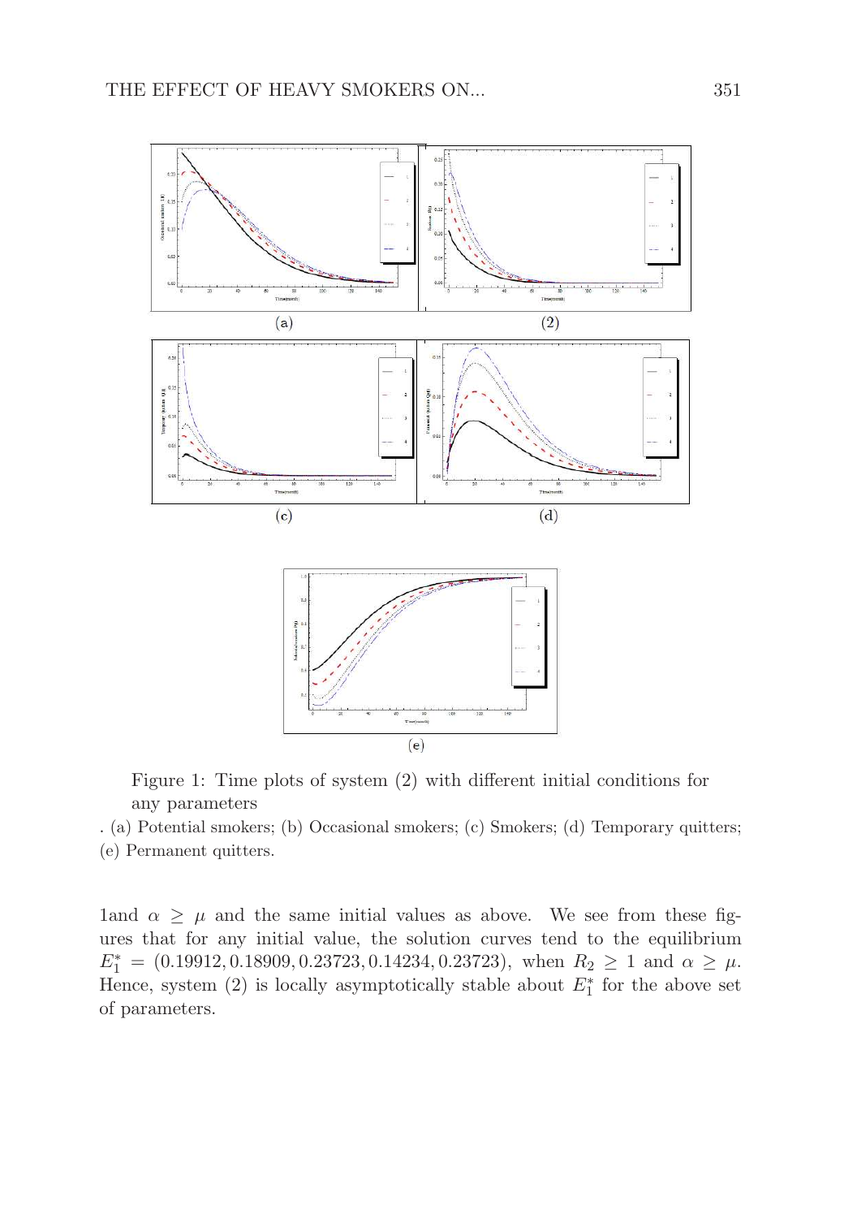(a) (2)

(c) (d)

(e)

Figure 1: Time plots of system (2) with different initial conditions for any parameters

. (a) Potential smokers; (b) Occasional smokers; (c) Smokers; (d) Temporary quitters; (e) Permanent quitters.

1and $\alpha \geq \mu$ and the same initial values as above. We see from these figures that for any initial value, the solution curves tend to the equilibrium $E_1^* = (0.19912, 0.18909, 0.23723, 0.14234, 0.23723)$, when $R_2 \geq 1$ and $\alpha \geq \mu$. Hence, system (2) is locally asymptotically stable about $E_1^*$ for the above set of parameters.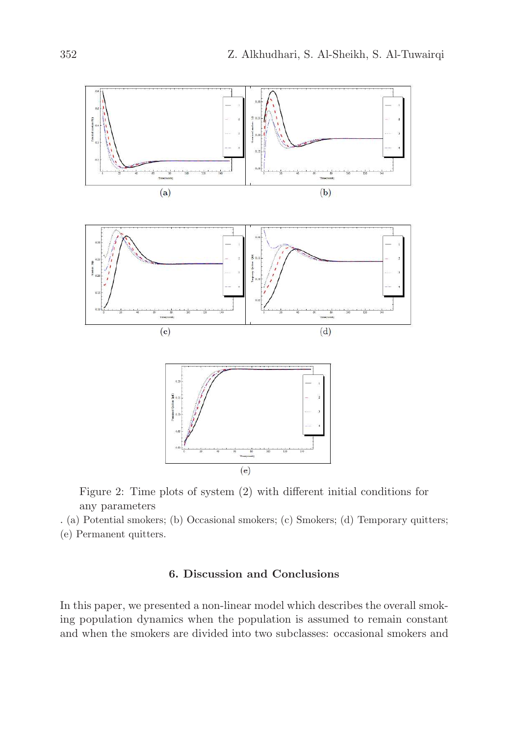(a) (b)

(c) (d)

(e)

Figure 2: Time plots of system (2) with different initial conditions for any parameters

. (a) Potential smokers; (b) Occasional smokers; (c) Smokers; (d) Temporary quitters; (e) Permanent quitters.

### 6. Discussion and Conclusions

In this paper, we presented a non-linear model which describes the overall smoking population dynamics when the population is assumed to remain constant and when the smokers are divided into two subclasses: occasional smokers and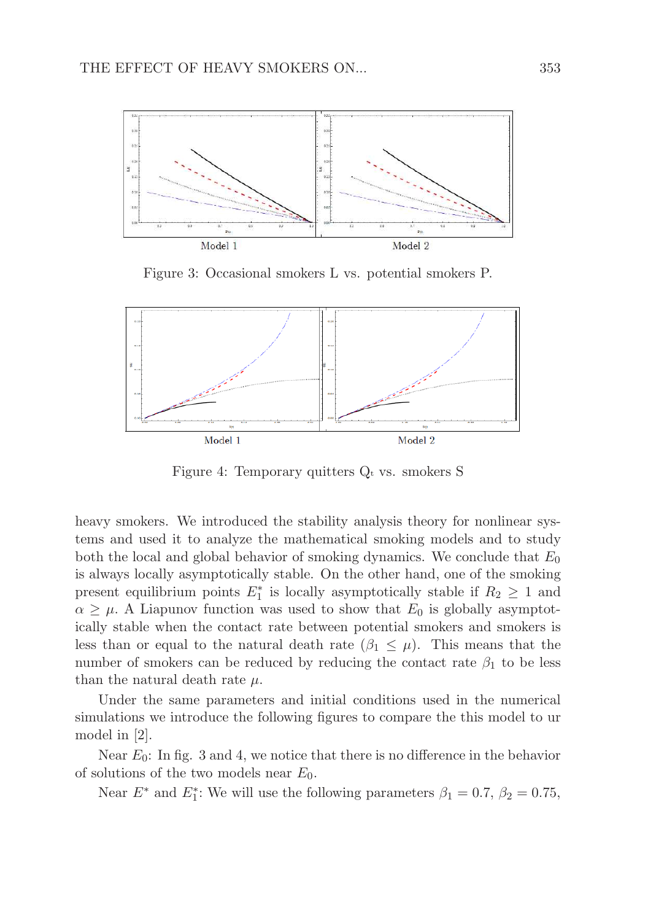Model 1 Model 2

Figure 3: Occasional smokers L vs. potential smokers P.

Model 1 Model 2

Figure 4: Temporary quitters $Q_t$ vs. smokers S

heavy smokers. We introduced the stability analysis theory for nonlinear systems and used it to analyze the mathematical smoking models and to study both the local and global behavior of smoking dynamics. We conclude that $E_0$ is always locally asymptotically stable. On the other hand, one of the smoking present equilibrium points $E_1^*$ is locally asymptotically stable if $R_2 \geq 1$ and $\alpha \geq \mu$. A Liapunov function was used to show that $E_0$ is globally asymptotically stable when the contact rate between potential smokers and smokers is less than or equal to the natural death rate ($\beta_1 \leq \mu$). This means that the number of smokers can be reduced by reducing the contact rate $\beta_1$ to be less than the natural death rate $\mu$.

Under the same parameters and initial conditions used in the numerical simulations we introduce the following figures to compare the this model to ur model in [2].

Near $E_0$: In fig. 3 and 4, we notice that there is no difference in the behavior of solutions of the two models near $E_0$.

Near $E^*$ and $E_1^*$: We will use the following parameters $\beta_1 = 0.7$, $\beta_2 = 0.75$,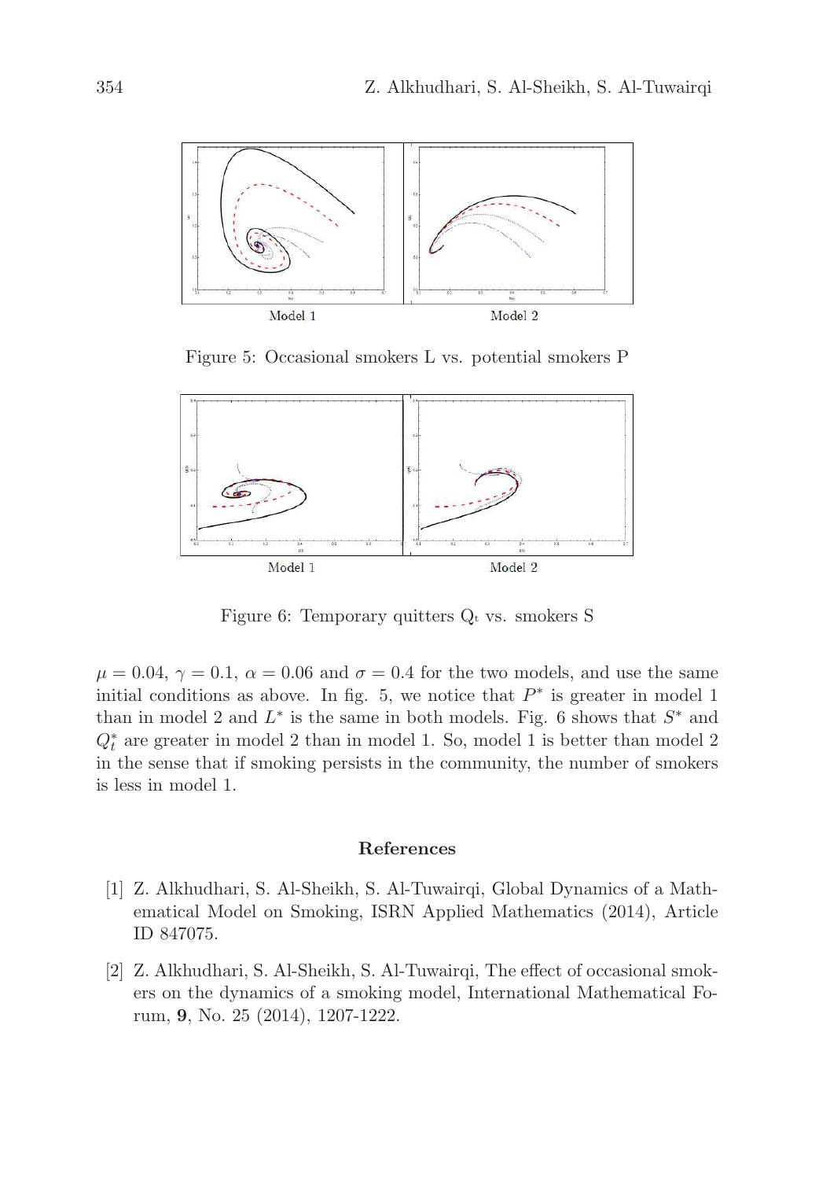Model 1 Model 2

Figure 5: Occasional smokers L vs. potential smokers P

Model 1 Model 2

Figure 6: Temporary quitters $Q_t$ vs. smokers S

$\mu = 0.04$, $\gamma = 0.1$, $\alpha = 0.06$ and $\sigma = 0.4$ for the two models, and use the same initial conditions as above. In fig. 5, we notice that $P^*$ is greater in model 1 than in model 2 and $L^*$ is the same in both models. Fig. 6 shows that $S^*$ and $Q_t^*$ are greater in model 2 than in model 1. So, model 1 is better than model 2 in the sense that if smoking persists in the community, the number of smokers is less in model 1.

## References

[1] Z. Alkhudhari, S. Al-Sheikh, S. Al-Tuwairqi, Global Dynamics of a Mathematical Model on Smoking, ISRN Applied Mathematics (2014), Article ID 847075.

[2] Z. Alkhudhari, S. Al-Sheikh, S. Al-Tuwairqi, The effect of occasional smokers on the dynamics of a smoking model, International Mathematical Forum, **9**, No. 25 (2014), 1207-1222.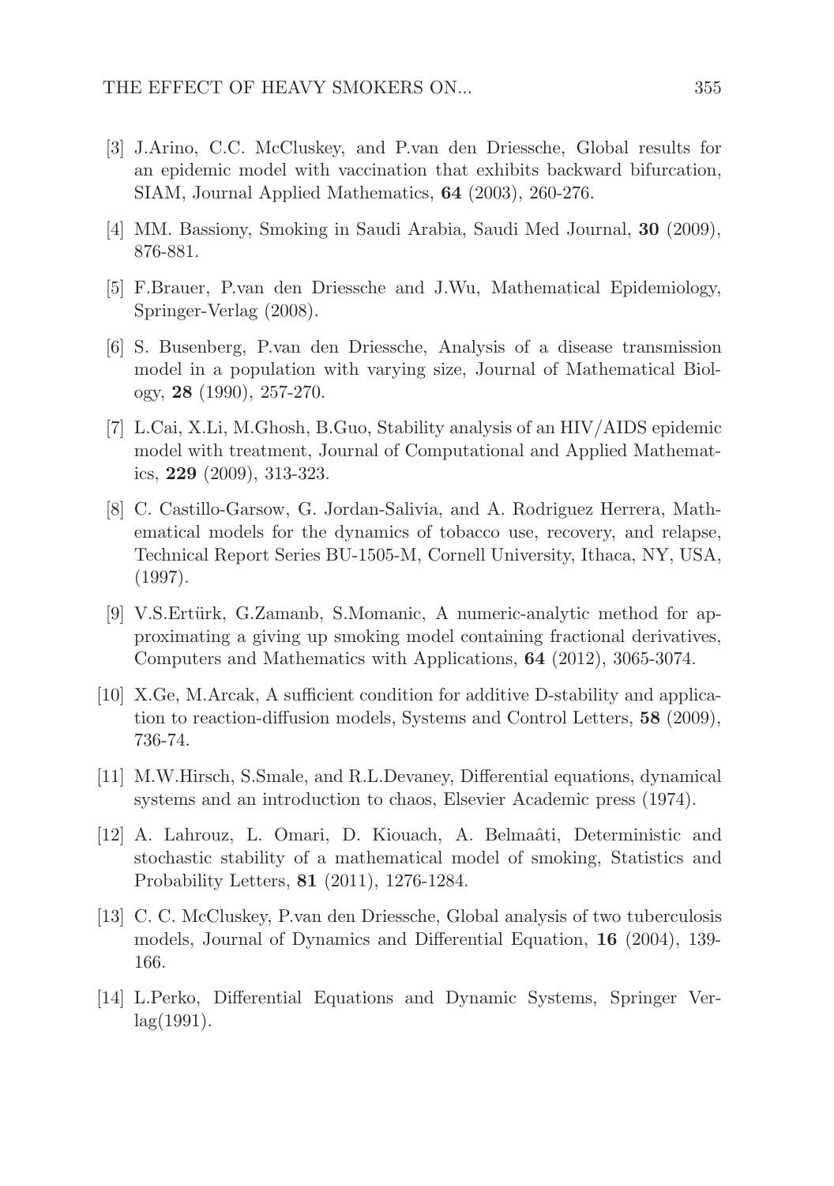[3] J.Arino, C.C. McCluskey, and P.van den Driessche, Global results for an epidemic model with vaccination that exhibits backward bifurcation, SIAM, Journal Applied Mathematics, **64** (2003), 260-276.

[4] MM. Bassiony, Smoking in Saudi Arabia, Saudi Med Journal, **30** (2009), 876-881.

[5] F.Brauer, P.van den Driessche and J.Wu, Mathematical Epidemiology, Springer-Verlag (2008).

[6] S. Busenberg, P.van den Driessche, Analysis of a disease transmission model in a population with varying size, Journal of Mathematical Biology, **28** (1990), 257-270.

[7] L.Cai, X.Li, M.Ghosh, B.Guo, Stability analysis of an HIV/AIDS epidemic model with treatment, Journal of Computational and Applied Mathematics, **229** (2009), 313-323.

[8] C. Castillo-Garsow, G. Jordan-Salivia, and A. Rodriguez Herrera, Mathematical models for the dynamics of tobacco use, recovery, and relapse, Technical Report Series BU-1505-M, Cornell University, Ithaca, NY, USA, (1997).

[9] V.S.Ertürk, G.Zamanb, S.Momanic, A numeric-analytic method for approximating a giving up smoking model containing fractional derivatives, Computers and Mathematics with Applications, **64** (2012), 3065-3074.

[10] X.Ge, M.Arcak, A sufficient condition for additive D-stability and application to reaction-diffusion models, Systems and Control Letters, **58** (2009), 736-74.

[11] M.W.Hirsch, S.Smale, and R.L.Devaney, Differential equations, dynamical systems and an introduction to chaos, Elsevier Academic press (1974).

[12] A. Lahrouz, L. Omari, D. Kiouach, A. Belmaâti, Deterministic and stochastic stability of a mathematical model of smoking, Statistics and Probability Letters, **81** (2011), 1276-1284.

[13] C. C. McCluskey, P.van den Driessche, Global analysis of two tuberculosis models, Journal of Dynamics and Differential Equation, **16** (2004), 139-166.

[14] L.Perko, Differential Equations and Dynamic Systems, Springer Verlag(1991).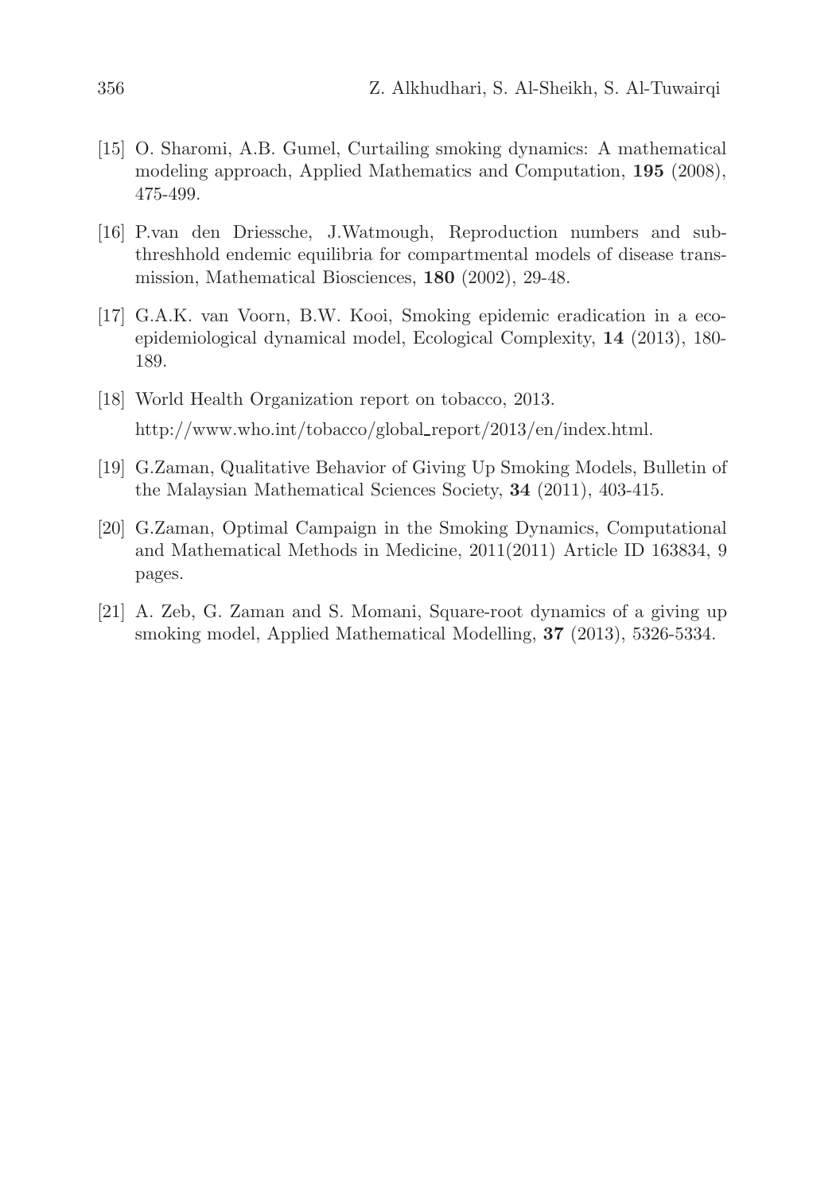[15] O. Sharomi, A.B. Gumel, Curtailing smoking dynamics: A mathematical modeling approach, Applied Mathematics and Computation, **195** (2008), 475-499.

[16] P.van den Driessche, J.Watmough, Reproduction numbers and subthreshhold endemic equilibria for compartmental models of disease transmission, Mathematical Biosciences, **180** (2002), 29-48.

[17] G.A.K. van Voorn, B.W. Kooi, Smoking epidemic eradication in a eco-epidemiological dynamical model, Ecological Complexity, **14** (2013), 180-189.

[18] World Health Organization report on tobacco, 2013.
http://www.who.int/tobacco/global_report/2013/en/index.html.

[19] G.Zaman, Qualitative Behavior of Giving Up Smoking Models, Bulletin of the Malaysian Mathematical Sciences Society, **34** (2011), 403-415.

[20] G.Zaman, Optimal Campaign in the Smoking Dynamics, Computational and Mathematical Methods in Medicine, 2011(2011) Article ID 163834, 9 pages.

[21] A. Zeb, G. Zaman and S. Momani, Square-root dynamics of a giving up smoking model, Applied Mathematical Modelling, **37** (2013), 5326-5334.